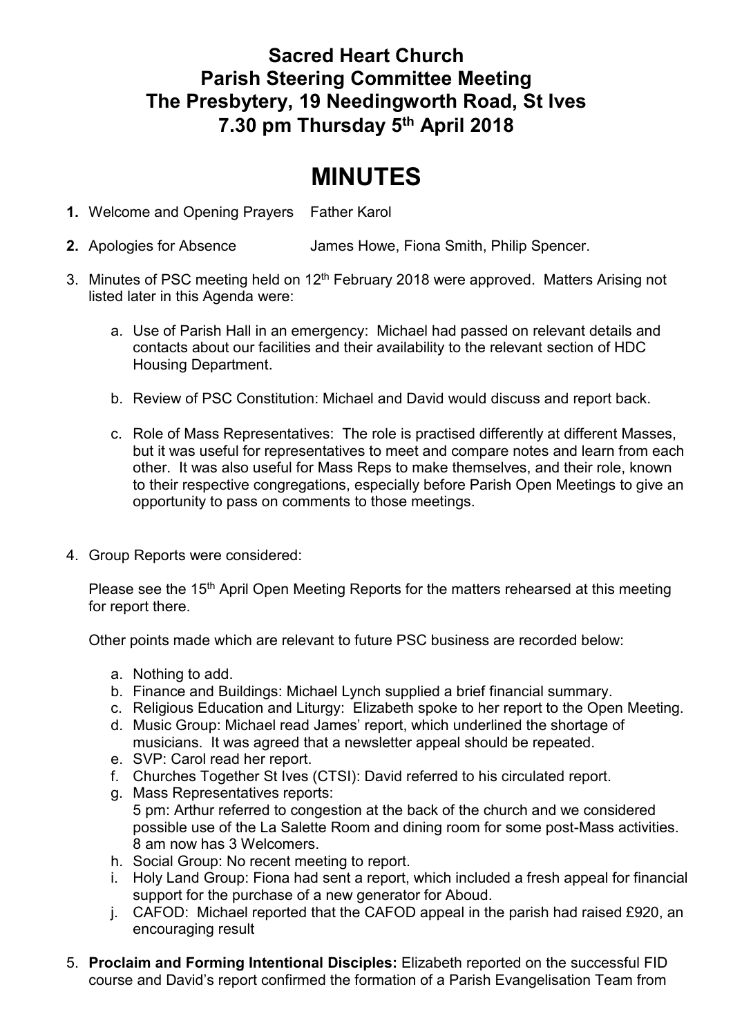# Sacred Heart Church
# Parish Steering Committee Meeting
# The Presbytery, 19 Needingworth Road, St Ives
# 7.30 pm Thursday 5th April 2018

# MINUTES

1. Welcome and Opening Prayers Father Karol

2. Apologies for Absence James Howe, Fiona Smith, Philip Spencer.

3. Minutes of PSC meeting held on 12th February 2018 were approved. Matters Arising not listed later in this Agenda were:

    a. Use of Parish Hall in an emergency: Michael had passed on relevant details and contacts about our facilities and their availability to the relevant section of HDC Housing Department.

    b. Review of PSC Constitution: Michael and David would discuss and report back.

    c. Role of Mass Representatives: The role is practised differently at different Masses, but it was useful for representatives to meet and compare notes and learn from each other. It was also useful for Mass Reps to make themselves, and their role, known to their respective congregations, especially before Parish Open Meetings to give an opportunity to pass on comments to those meetings.

4. Group Reports were considered:

    Please see the 15th April Open Meeting Reports for the matters rehearsed at this meeting for report there.

    Other points made which are relevant to future PSC business are recorded below:

    a. Nothing to add.
    b. Finance and Buildings: Michael Lynch supplied a brief financial summary.
    c. Religious Education and Liturgy: Elizabeth spoke to her report to the Open Meeting.
    d. Music Group: Michael read James' report, which underlined the shortage of musicians. It was agreed that a newsletter appeal should be repeated.
    e. SVP: Carol read her report.
    f. Churches Together St Ives (CTSI): David referred to his circulated report.
    g. Mass Representatives reports:
       5 pm: Arthur referred to congestion at the back of the church and we considered possible use of the La Salette Room and dining room for some post-Mass activities.
       8 am now has 3 Welcomers.
    h. Social Group: No recent meeting to report.
    i. Holy Land Group: Fiona had sent a report, which included a fresh appeal for financial support for the purchase of a new generator for Aboud.
    j. CAFOD: Michael reported that the CAFOD appeal in the parish had raised £920, an encouraging result

5. **Proclaim and Forming Intentional Disciples:** Elizabeth reported on the successful FID course and David's report confirmed the formation of a Parish Evangelisation Team from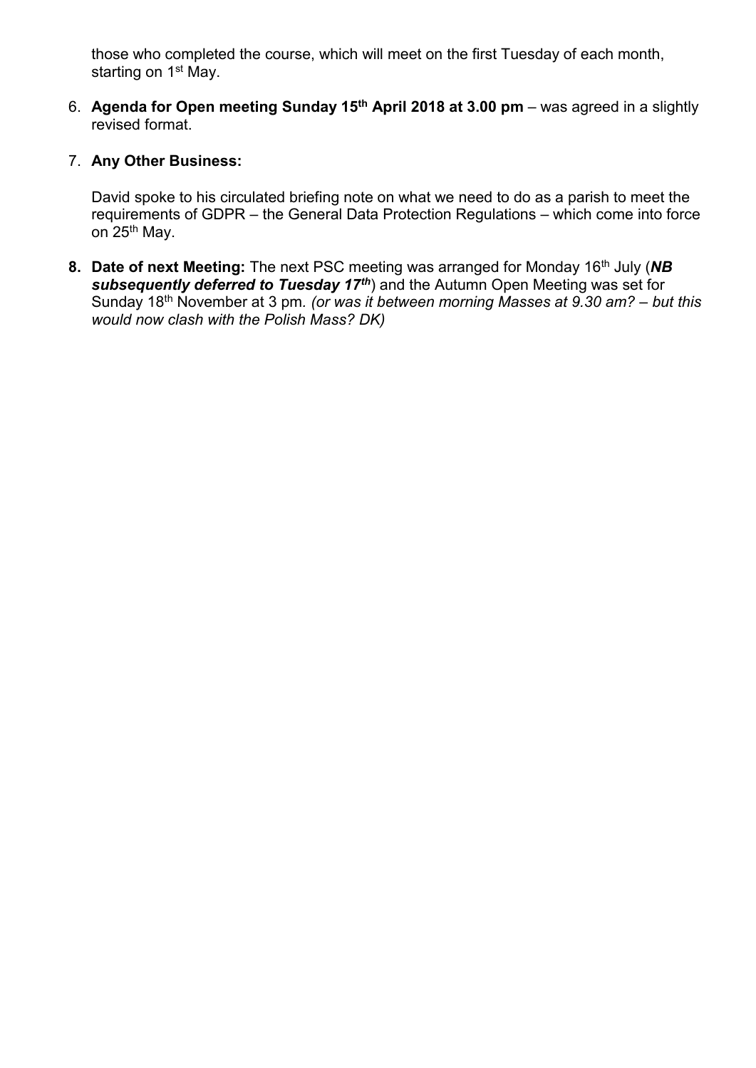those who completed the course, which will meet on the first Tuesday of each month, starting on 1st May.

6. **Agenda for Open meeting Sunday 15th April 2018 at 3.00 pm** – was agreed in a slightly revised format.

7. **Any Other Business:**

   David spoke to his circulated briefing note on what we need to do as a parish to meet the requirements of GDPR – the General Data Protection Regulations – which come into force on 25th May.

8. **Date of next Meeting:** The next PSC meeting was arranged for Monday 16th July (***NB subsequently deferred to Tuesday 17th***) and the Autumn Open Meeting was set for Sunday 18th November at 3 pm. *(or was it between morning Masses at 9.30 am? – but this would now clash with the Polish Mass? DK)*